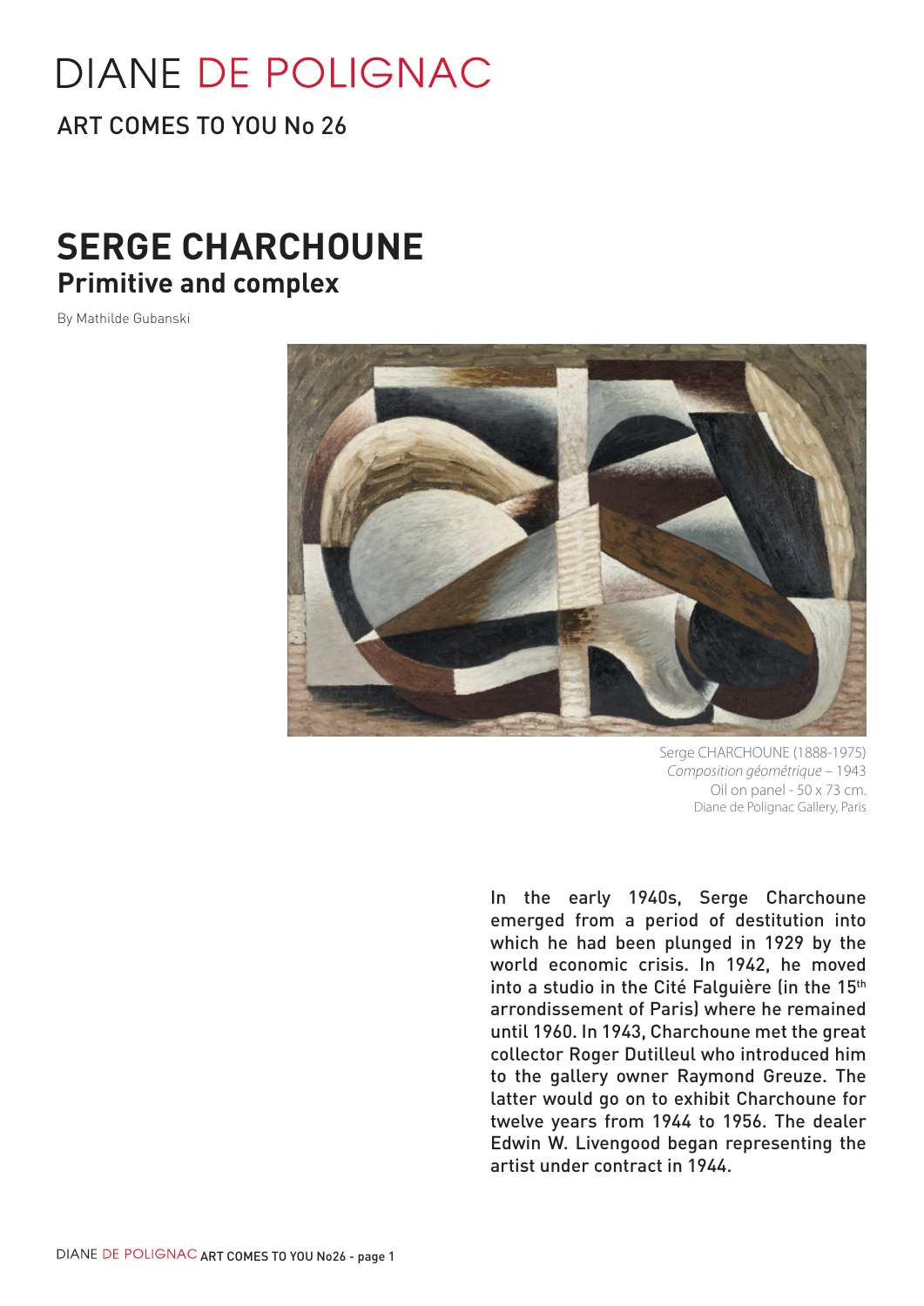DIANE DE POLIGNAC

ART COMES TO YOU No 26

# SERGE CHARCHOUNE

## Primitive and complex

By Mathilde Gubanski

Serge CHARCHOUNE (1888-1975)
*Composition géométrique* – 1943
Oil on panel - 50 x 73 cm.
Diane de Polignac Gallery, Paris

In the early 1940s, Serge Charchoune emerged from a period of destitution into which he had been plunged in 1929 by the world economic crisis. In 1942, he moved into a studio in the Cité Falguière (in the 15th arrondissement of Paris) where he remained until 1960. In 1943, Charchoune met the great collector Roger Dutilleul who introduced him to the gallery owner Raymond Greuze. The latter would go on to exhibit Charchoune for twelve years from 1944 to 1956. The dealer Edwin W. Livengood began representing the artist under contract in 1944.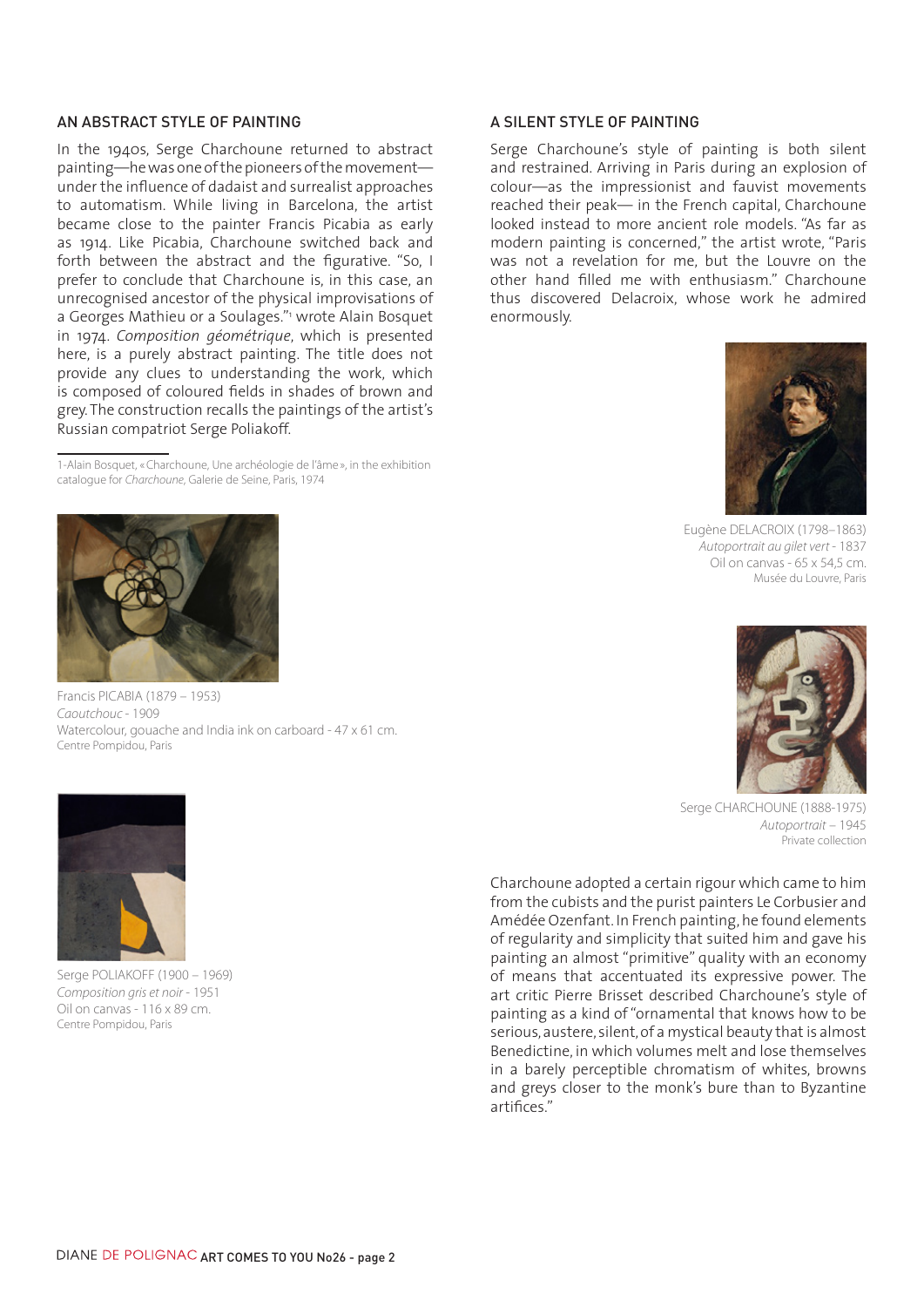## AN ABSTRACT STYLE OF PAINTING

In the 1940s, Serge Charchoune returned to abstract painting—he was one of the pioneers of the movement—under the influence of dadaist and surrealist approaches to automatism. While living in Barcelona, the artist became close to the painter Francis Picabia as early as 1914. Like Picabia, Charchoune switched back and forth between the abstract and the figurative. "So, I prefer to conclude that Charchoune is, in this case, an unrecognised ancestor of the physical improvisations of a Georges Mathieu or a Soulages."[1] wrote Alain Bosquet in 1974. *Composition géométrique*, which is presented here, is a purely abstract painting. The title does not provide any clues to understanding the work, which is composed of coloured fields in shades of brown and grey. The construction recalls the paintings of the artist's Russian compatriot Serge Poliakoff.

1-Alain Bosquet, « Charchoune, Une archéologie de l'âme », in the exhibition catalogue for *Charchoune*, Galerie de Seine, Paris, 1974

Francis PICABIA (1879 – 1953)
*Caoutchouc* - 1909
Watercolour, gouache and India ink on carboard - 47 x 61 cm.
Centre Pompidou, Paris

Serge POLIAKOFF (1900 – 1969)
*Composition gris et noir* - 1951
Oil on canvas - 116 x 89 cm.
Centre Pompidou, Paris

## A SILENT STYLE OF PAINTING

Serge Charchoune's style of painting is both silent and restrained. Arriving in Paris during an explosion of colour—as the impressionist and fauvist movements reached their peak— in the French capital, Charchoune looked instead to more ancient role models. "As far as modern painting is concerned," the artist wrote, "Paris was not a revelation for me, but the Louvre on the other hand filled me with enthusiasm." Charchoune thus discovered Delacroix, whose work he admired enormously.

Eugène DELACROIX (1798–1863)
*Autoportrait au gilet vert* - 1837
Oil on canvas - 65 x 54,5 cm.
Musée du Louvre, Paris

Serge CHARCHOUNE (1888-1975)
*Autoportrait* – 1945
Private collection

Charchoune adopted a certain rigour which came to him from the cubists and the purist painters Le Corbusier and Amédée Ozenfant. In French painting, he found elements of regularity and simplicity that suited him and gave his painting an almost "primitive" quality with an economy of means that accentuated its expressive power. The art critic Pierre Brisset described Charchoune's style of painting as a kind of "ornamental that knows how to be serious, austere, silent, of a mystical beauty that is almost Benedictine, in which volumes melt and lose themselves in a barely perceptible chromatism of whites, browns and greys closer to the monk's bure than to Byzantine artifices."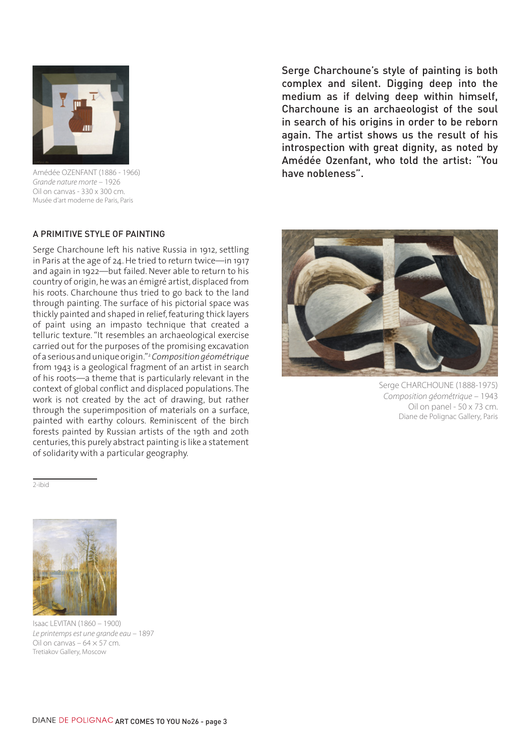Amédée OZENFANT (1886 - 1966)
*Grande nature morte* – 1926
Oil on canvas - 330 x 300 cm.
Musée d'art moderne de Paris, Paris

Serge Charchoune's style of painting is both complex and silent. Digging deep into the medium as if delving deep within himself, Charchoune is an archaeologist of the soul in search of his origins in order to be reborn again. The artist shows us the result of his introspection with great dignity, as noted by Amédée Ozenfant, who told the artist: "You have nobleness".

## A PRIMITIVE STYLE OF PAINTING

Serge Charchoune left his native Russia in 1912, settling in Paris at the age of 24. He tried to return twice—in 1917 and again in 1922—but failed. Never able to return to his country of origin, he was an émigré artist, displaced from his roots. Charchoune thus tried to go back to the land through painting. The surface of his pictorial space was thickly painted and shaped in relief, featuring thick layers of paint using an impasto technique that created a telluric texture. "It resembles an archaeological exercise carried out for the purposes of the promising excavation of a serious and unique origin."[2] *Composition géométrique* from 1943 is a geological fragment of an artist in search of his roots—a theme that is particularly relevant in the context of global conflict and displaced populations. The work is not created by the act of drawing, but rather through the superimposition of materials on a surface, painted with earthy colours. Reminiscent of the birch forests painted by Russian artists of the 19th and 20th centuries, this purely abstract painting is like a statement of solidarity with a particular geography.

Serge CHARCHOUNE (1888-1975)
*Composition géométrique* – 1943
Oil on panel - 50 x 73 cm.
Diane de Polignac Gallery, Paris

2-ibid

Isaac LEVITAN (1860 – 1900)
*Le printemps est une grande eau* – 1897
Oil on canvas – 64 × 57 cm.
Tretiakov Gallery, Moscow